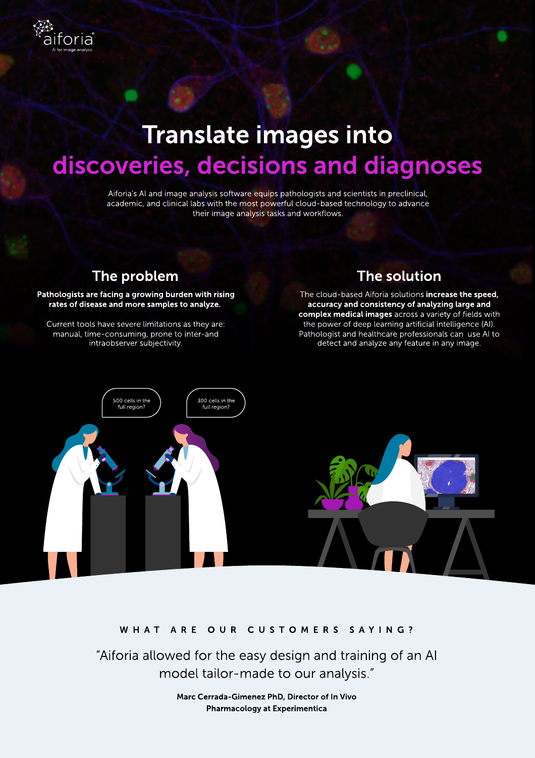aiforia
AI for image analysis

# Translate images into discoveries, decisions and diagnoses

Aiforia's AI and image analysis software equips pathologists and scientists in preclinical, academic, and clinical labs with the most powerful cloud-based technology to advance their image analysis tasks and workflows.

## The problem

**Pathologists are facing a growing burden with rising rates of disease and more samples to analyze.**

Current tools have severe limitations as they are: manual, time-consuming, prone to inter-and intraobserver subjectivity.

## The solution

The cloud-based Aiforia solutions **increase the speed, accuracy and consistency of analyzing large and complex medical images** across a variety of fields with the power of deep learning artificial intelligence (AI). Pathologist and healthcare professionals can use AI to detect and analyze any feature in any image.

500 cells in the full region?

300 cells in the full region?

WHAT ARE OUR CUSTOMERS SAYING?

"Aiforia allowed for the easy design and training of an AI model tailor-made to our analysis."

**Marc Cerrada-Gimenez PhD, Director of In Vivo Pharmacology at Experimentica**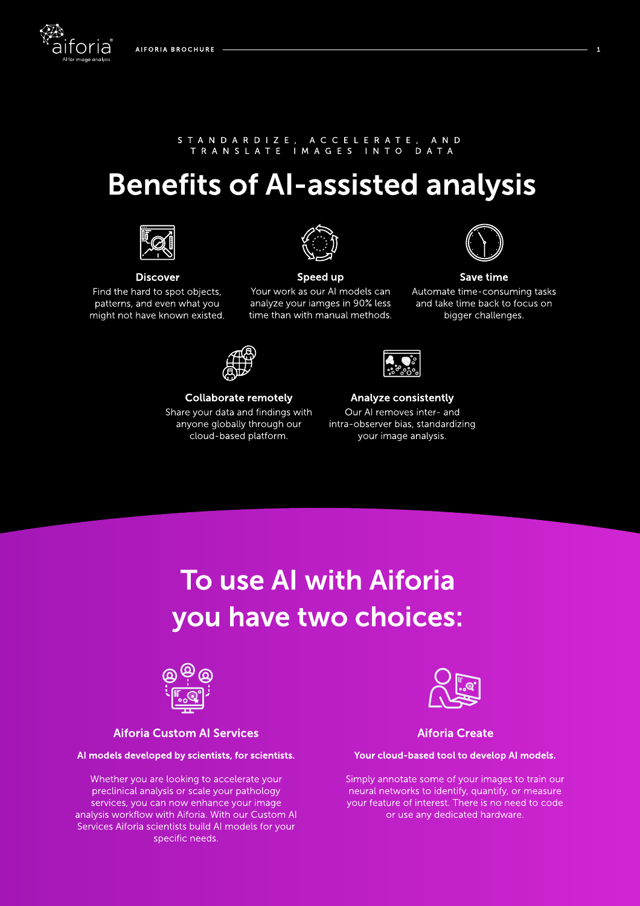STANDARDIZE, ACCELERATE, AND TRANSLATE IMAGES INTO DATA

# Benefits of AI-assisted analysis

### Discover

Find the hard to spot objects, patterns, and even what you might not have known existed.

### Speed up

Your work as our AI models can analyze your iamges in 90% less time than with manual methods.

### Save time

Automate time-consuming tasks and take time back to focus on bigger challenges.

### Collaborate remotely

Share your data and findings with anyone globally through our cloud-based platform.

### Analyze consistently

Our AI removes inter- and intra-observer bias, standardizing your image analysis.

# To use AI with Aiforia you have two choices:

## Aiforia Custom AI Services

**AI models developed by scientists, for scientists.**

Whether you are looking to accelerate your preclinical analysis or scale your pathology services, you can now enhance your image analysis workflow with Aiforia. With our Custom AI Services Aiforia scientists build AI models for your specific needs.

## Aiforia Create

**Your cloud-based tool to develop AI models.**

Simply annotate some of your images to train our neural networks to identify, quantify, or measure your feature of interest. There is no need to code or use any dedicated hardware.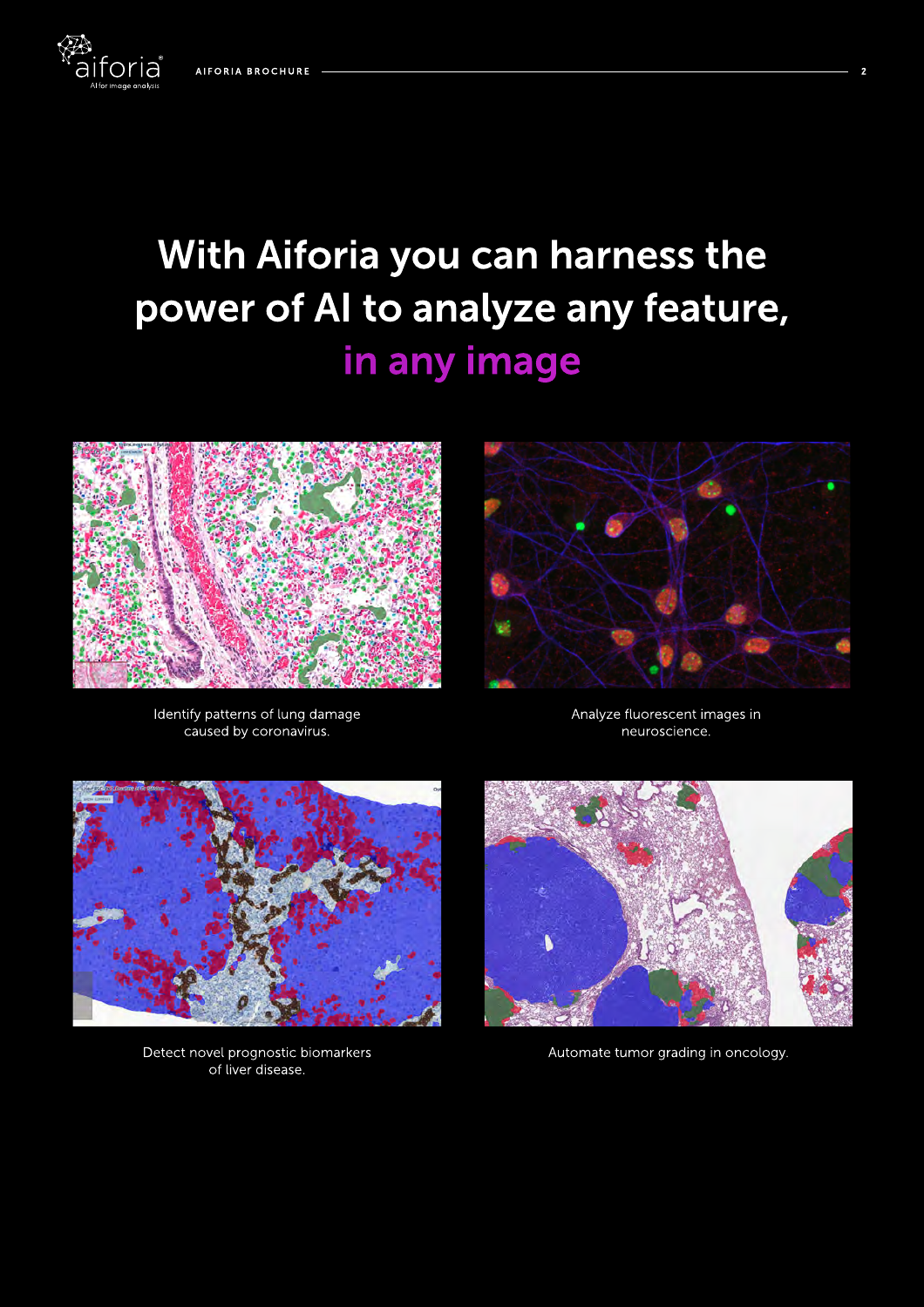# With Aiforia you can harness the power of AI to analyze any feature, in any image

Identify patterns of lung damage caused by coronavirus.

Analyze fluorescent images in neuroscience.

Detect novel prognostic biomarkers of liver disease.

Automate tumor grading in oncology.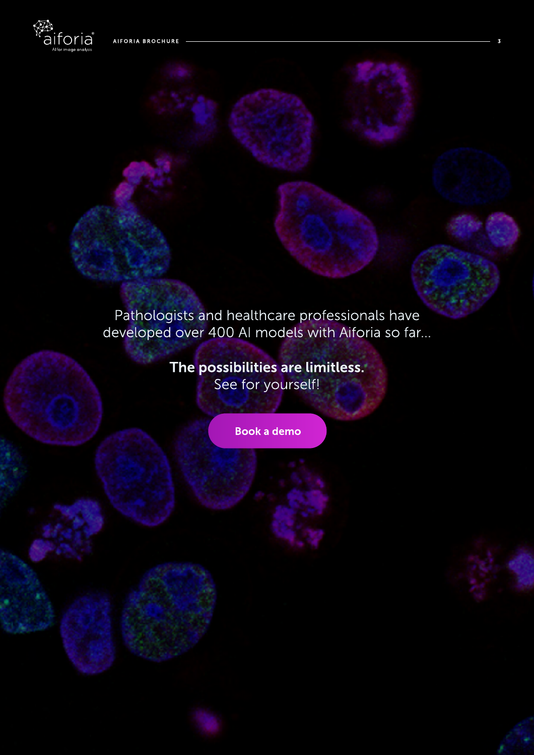Pathologists and healthcare professionals have developed over 400 AI models with Aiforia so far...

**The possibilities are limitless.**
See for yourself!

**Book a demo**